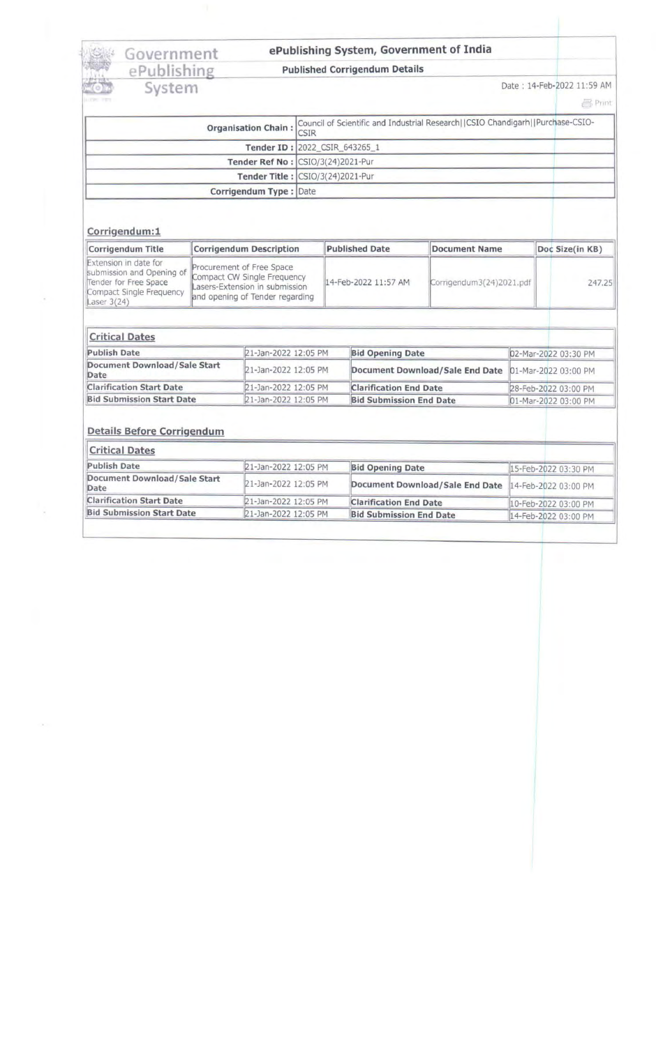# ePublishing System, Government of India

## Published Corrigendum Details

Date : 14-Feb-2022 11:59 AM

| | |
|---|---|
| **Organisation Chain :** | Council of Scientific and Industrial Research\|\|CSIO Chandigarh\|\|Purchase-CSIO-CSIR |
| **Tender ID :** | 2022_CSIR_643265_1 |
| **Tender Ref No :** | CSIO/3(24)2021-Pur |
| **Tender Title :** | CSIO/3(24)2021-Pur |
| **Corrigendum Type :** | Date |

### Corrigendum:1

| Corrigendum Title | Corrigendum Description | Published Date | Document Name | Doc Size(in KB) |
|---|---|---|---|---|
| Extension in date for submission and Opening of Tender for Free Space Compact Single Frequency Laser 3(24) | Procurement of Free Space Compact CW Single Frequency Lasers-Extension in submission and opening of Tender regarding | 14-Feb-2022 11:57 AM | Corrigendum3(24)2021.pdf | 247.25 |

### Critical Dates

| | | | |
|---|---|---|---|
| **Publish Date** | 21-Jan-2022 12:05 PM | **Bid Opening Date** | 02-Mar-2022 03:30 PM |
| **Document Download/Sale Start Date** | 21-Jan-2022 12:05 PM | **Document Download/Sale End Date** | 01-Mar-2022 03:00 PM |
| **Clarification Start Date** | 21-Jan-2022 12:05 PM | **Clarification End Date** | 28-Feb-2022 03:00 PM |
| **Bid Submission Start Date** | 21-Jan-2022 12:05 PM | **Bid Submission End Date** | 01-Mar-2022 03:00 PM |

### Details Before Corrigendum

#### Critical Dates

| | | | |
|---|---|---|---|
| **Publish Date** | 21-Jan-2022 12:05 PM | **Bid Opening Date** | 15-Feb-2022 03:30 PM |
| **Document Download/Sale Start Date** | 21-Jan-2022 12:05 PM | **Document Download/Sale End Date** | 14-Feb-2022 03:00 PM |
| **Clarification Start Date** | 21-Jan-2022 12:05 PM | **Clarification End Date** | 10-Feb-2022 03:00 PM |
| **Bid Submission Start Date** | 21-Jan-2022 12:05 PM | **Bid Submission End Date** | 14-Feb-2022 03:00 PM |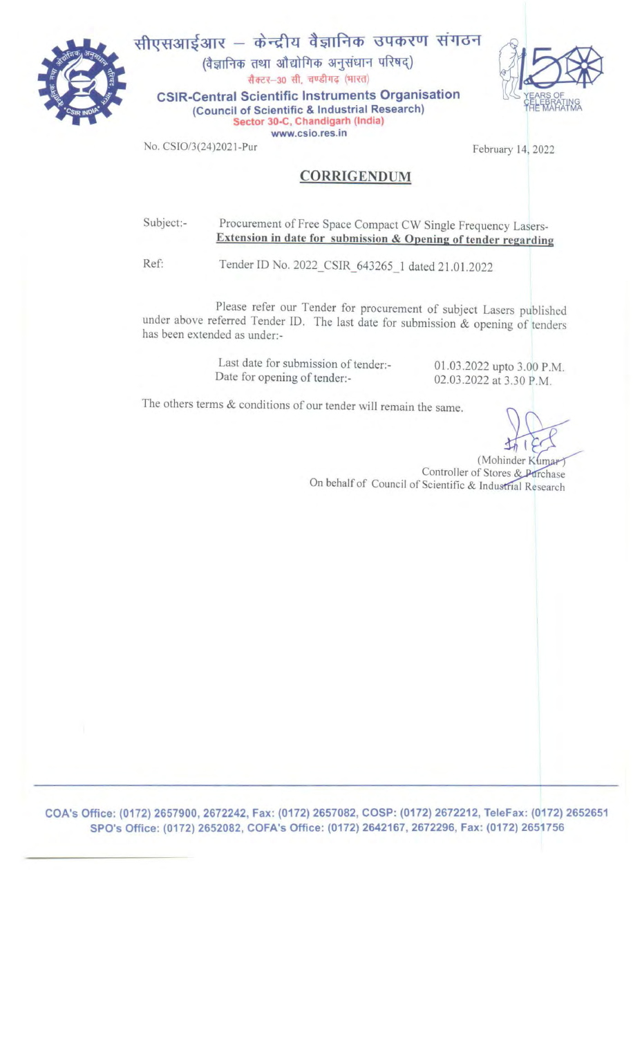सीएसआईआर – केन्द्रीय वैज्ञानिक उपकरण संगठन

(वैज्ञानिक तथा औद्योगिक अनुसंधान परिषद्)

सैक्टर–30 सी, चण्डीगढ़ (भारत)

**CSIR-Central Scientific Instruments Organisation**

**(Council of Scientific & Industrial Research)**

**Sector 30-C, Chandigarh (India)**

**www.csio.res.in**

YEARS OF CELEBRATING THE MAHATMA

No. CSIO/3(24)2021-Pur

February 14, 2022

## CORRIGENDUM

Subject:- Procurement of Free Space Compact CW Single Frequency Lasers- **Extension in date for submission & Opening of tender regarding**

Ref: Tender ID No. 2022_CSIR_643265_1 dated 21.01.2022

Please refer our Tender for procurement of subject Lasers published under above referred Tender ID. The last date for submission & opening of tenders has been extended as under:-

| | |
|---|---|
| Last date for submission of tender:- | 01.03.2022 upto 3.00 P.M. |
| Date for opening of tender:- | 02.03.2022 at 3.30 P.M. |

The others terms & conditions of our tender will remain the same.

(Mohinder Kumar)
Controller of Stores & Purchase
On behalf of Council of Scientific & Industrial Research

COA's Office: (0172) 2657900, 2672242, Fax: (0172) 2657082, COSP: (0172) 2672212, TeleFax: (0172) 2652651
SPO's Office: (0172) 2652082, COFA's Office: (0172) 2642167, 2672296, Fax: (0172) 2651756